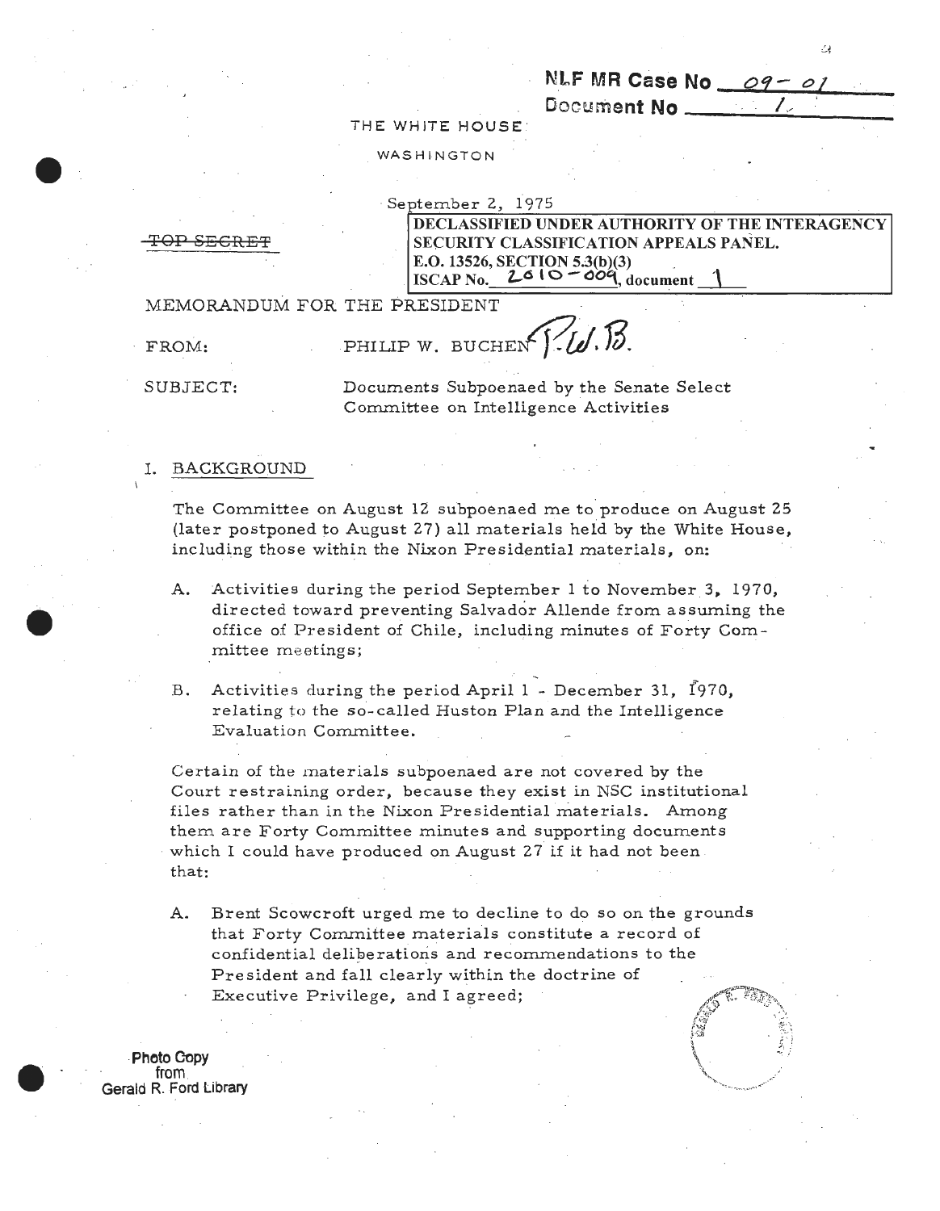NLF MR Case No 09-01
Document No 1

THE WHITE HOUSE

WASHINGTON

September 2, 1975

~~TOP SECRET~~

DECLASSIFIED UNDER AUTHORITY OF THE INTERAGENCY SECURITY CLASSIFICATION APPEALS PANEL.
E.O. 13526, SECTION 5.3(b)(3)
ISCAP No. 2010-009, document 1

MEMORANDUM FOR THE PRESIDENT

FROM: PHILIP W. BUCHEN P.W.B.

SUBJECT: Documents Subpoenaed by the Senate Select Committee on Intelligence Activities

## I. BACKGROUND

The Committee on August 12 subpoenaed me to produce on August 25 (later postponed to August 27) all materials held by the White House, including those within the Nixon Presidential materials, on:

A. Activities during the period September 1 to November 3, 1970, directed toward preventing Salvador Allende from assuming the office of President of Chile, including minutes of Forty Committee meetings;

B. Activities during the period April 1 - December 31, 1970, relating to the so-called Huston Plan and the Intelligence Evaluation Committee.

Certain of the materials subpoenaed are not covered by the Court restraining order, because they exist in NSC institutional files rather than in the Nixon Presidential materials. Among them are Forty Committee minutes and supporting documents which I could have produced on August 27 if it had not been that:

A. Brent Scowcroft urged me to decline to do so on the grounds that Forty Committee materials constitute a record of confidential deliberations and recommendations to the President and fall clearly within the doctrine of Executive Privilege, and I agreed;

Photo Copy from Gerald R. Ford Library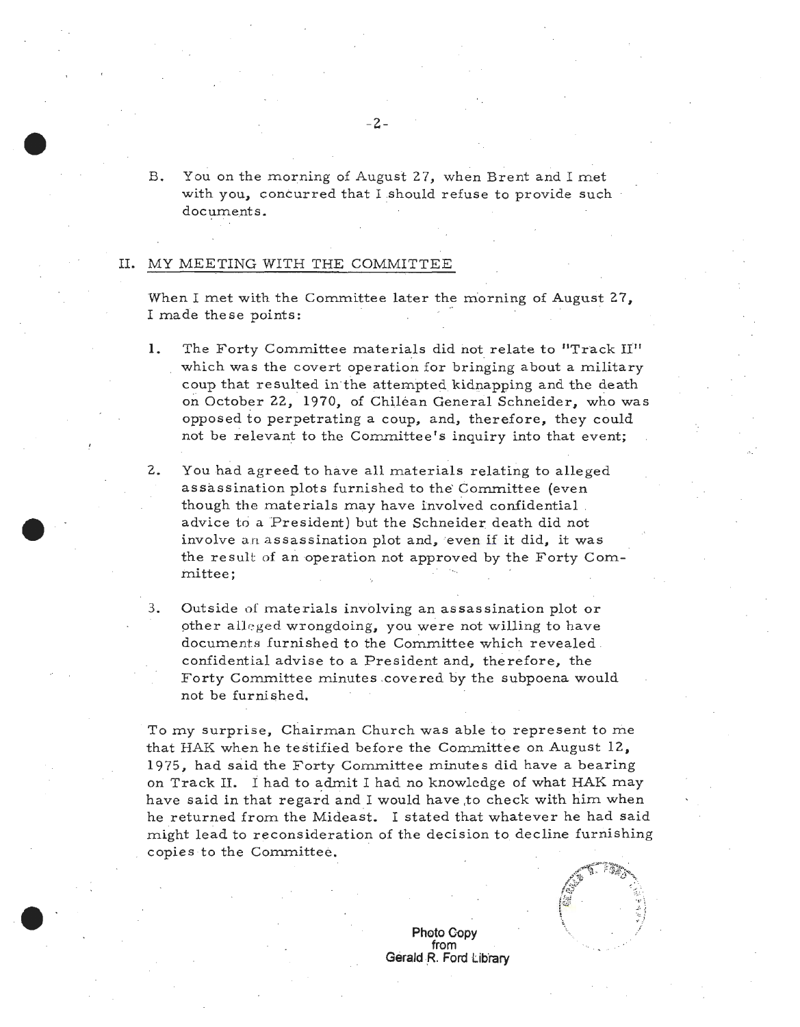B. You on the morning of August 27, when Brent and I met with you, concurred that I should refuse to provide such documents.

## II. MY MEETING WITH THE COMMITTEE

When I met with the Committee later the morning of August 27, I made these points:

1. The Forty Committee materials did not relate to "Track II" which was the covert operation for bringing about a military coup that resulted in the attempted kidnapping and the death on October 22, 1970, of Chilean General Schneider, who was opposed to perpetrating a coup, and, therefore, they could not be relevant to the Committee's inquiry into that event;

2. You had agreed to have all materials relating to alleged assassination plots furnished to the Committee (even though the materials may have involved confidential advice to a President) but the Schneider death did not involve an assassination plot and, even if it did, it was the result of an operation not approved by the Forty Committee;

3. Outside of materials involving an assassination plot or other alleged wrongdoing, you were not willing to have documents furnished to the Committee which revealed confidential advise to a President and, therefore, the Forty Committee minutes covered by the subpoena would not be furnished.

To my surprise, Chairman Church was able to represent to me that HAK when he testified before the Committee on August 12, 1975, had said the Forty Committee minutes did have a bearing on Track II. I had to admit I had no knowledge of what HAK may have said in that regard and I would have to check with him when he returned from the Mideast. I stated that whatever he had said might lead to reconsideration of the decision to decline furnishing copies to the Committee.

Photo Copy from Gerald R. Ford Library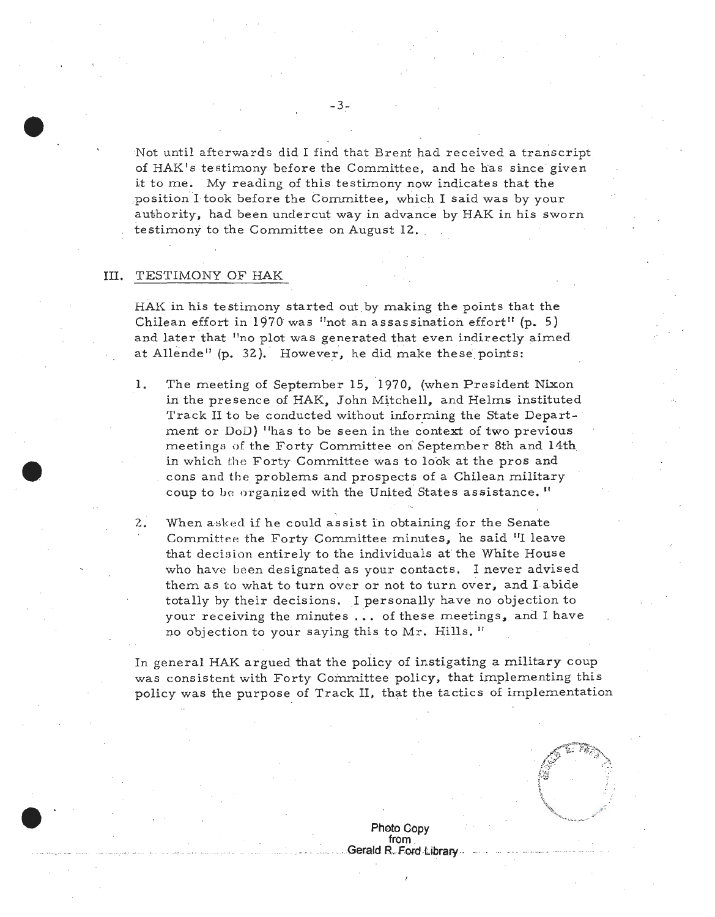Not until afterwards did I find that Brent had received a transcript of HAK's testimony before the Committee, and he has since given it to me. My reading of this testimony now indicates that the position I took before the Committee, which I said was by your authority, had been undercut way in advance by HAK in his sworn testimony to the Committee on August 12.

## III. TESTIMONY OF HAK

HAK in his testimony started out by making the points that the Chilean effort in 1970 was "not an assassination effort" (p. 5) and later that "no plot was generated that even indirectly aimed at Allende" (p. 32). However, he did make these points:

1. The meeting of September 15, 1970, (when President Nixon in the presence of HAK, John Mitchell, and Helms instituted Track II to be conducted without informing the State Department or DoD) "has to be seen in the context of two previous meetings of the Forty Committee on September 8th and 14th in which the Forty Committee was to look at the pros and cons and the problems and prospects of a Chilean military coup to be organized with the United States assistance."

2. When asked if he could assist in obtaining for the Senate Committee the Forty Committee minutes, he said "I leave that decision entirely to the individuals at the White House who have been designated as your contacts. I never advised them as to what to turn over or not to turn over, and I abide totally by their decisions. I personally have no objection to your receiving the minutes ... of these meetings, and I have no objection to your saying this to Mr. Hills."

In general HAK argued that the policy of instigating a military coup was consistent with Forty Committee policy, that implementing this policy was the purpose of Track II, that the tactics of implementation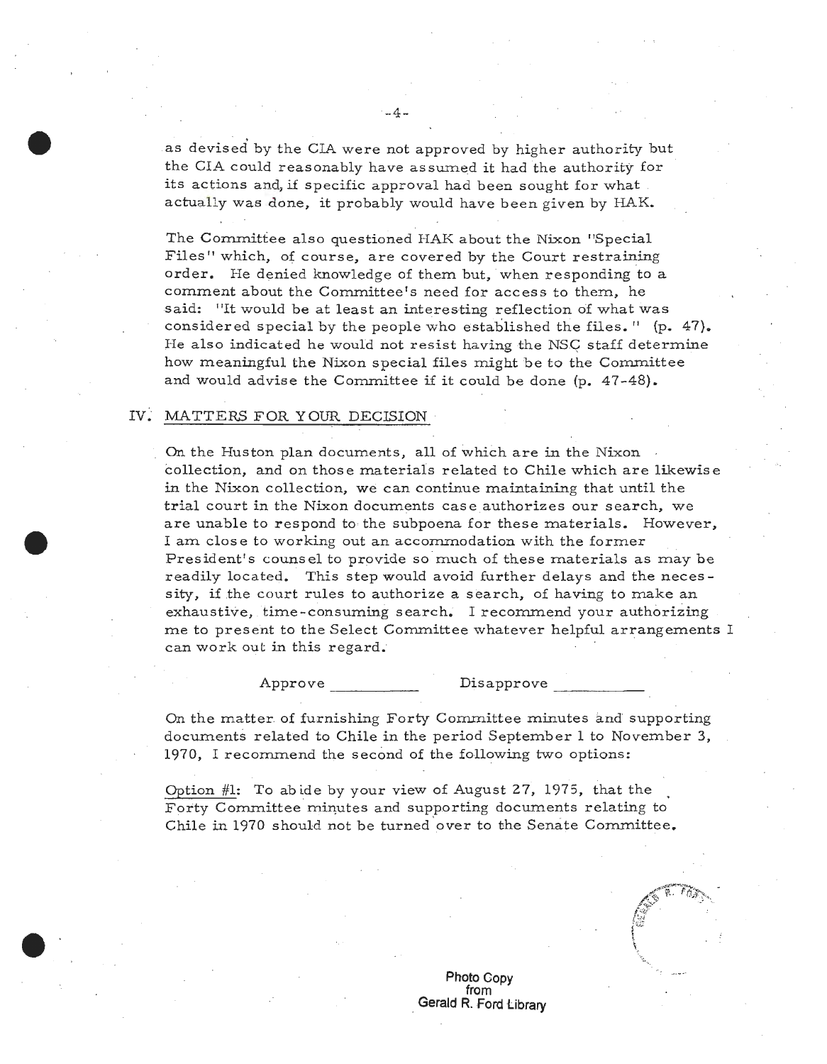as devised by the CIA were not approved by higher authority but the CIA could reasonably have assumed it had the authority for its actions and, if specific approval had been sought for what actually was done, it probably would have been given by HAK.

The Committee also questioned HAK about the Nixon "Special Files" which, of course, are covered by the Court restraining order. He denied knowledge of them but, when responding to a comment about the Committee's need for access to them, he said: "It would be at least an interesting reflection of what was considered special by the people who established the files." (p. 47). He also indicated he would not resist having the NSC staff determine how meaningful the Nixon special files might be to the Committee and would advise the Committee if it could be done (p. 47-48).

## IV. MATTERS FOR YOUR DECISION

On the Huston plan documents, all of which are in the Nixon collection, and on those materials related to Chile which are likewise in the Nixon collection, we can continue maintaining that until the trial court in the Nixon documents case authorizes our search, we are unable to respond to the subpoena for these materials. However, I am close to working out an accommodation with the former President's counsel to provide so much of these materials as may be readily located. This step would avoid further delays and the necessity, if the court rules to authorize a search, of having to make an exhaustive, time-consuming search. I recommend your authorizing me to present to the Select Committee whatever helpful arrangements I can work out in this regard.

Approve __________ Disapprove __________

On the matter of furnishing Forty Committee minutes and supporting documents related to Chile in the period September 1 to November 3, 1970, I recommend the second of the following two options:

Option #1: To abide by your view of August 27, 1975, that the Forty Committee minutes and supporting documents relating to Chile in 1970 should not be turned over to the Senate Committee.

Photo Copy from Gerald R. Ford Library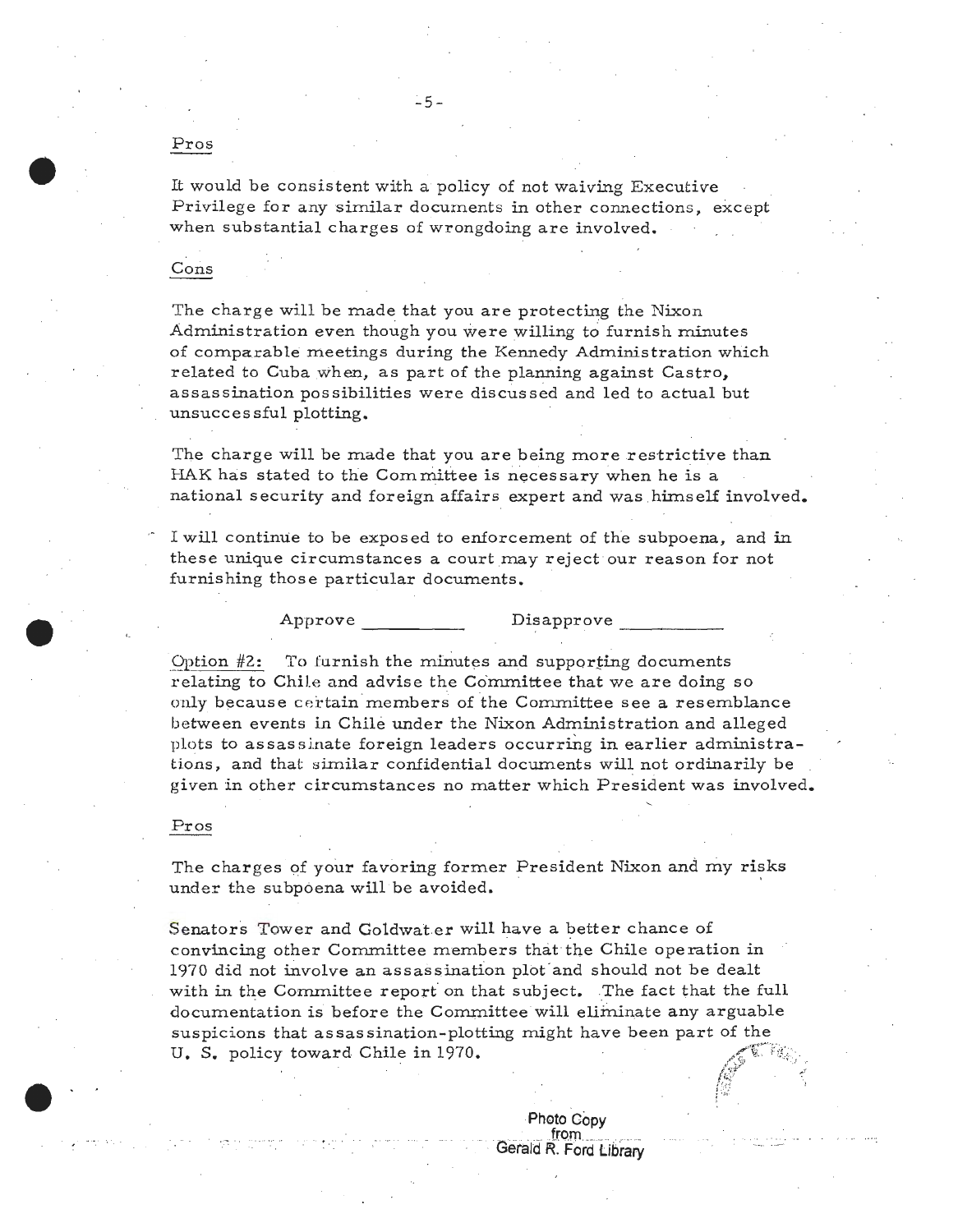Pros

It would be consistent with a policy of not waiving Executive Privilege for any similar documents in other connections, except when substantial charges of wrongdoing are involved.

Cons

The charge will be made that you are protecting the Nixon Administration even though you were willing to furnish minutes of comparable meetings during the Kennedy Administration which related to Cuba when, as part of the planning against Castro, assassination possibilities were discussed and led to actual but unsuccessful plotting.

The charge will be made that you are being more restrictive than HAK has stated to the Committee is necessary when he is a national security and foreign affairs expert and was himself involved.

I will continue to be exposed to enforcement of the subpoena, and in these unique circumstances a court may reject our reason for not furnishing those particular documents.

Approve __________ Disapprove __________

Option #2: To furnish the minutes and supporting documents relating to Chile and advise the Committee that we are doing so only because certain members of the Committee see a resemblance between events in Chile under the Nixon Administration and alleged plots to assassinate foreign leaders occurring in earlier administrations, and that similar confidential documents will not ordinarily be given in other circumstances no matter which President was involved.

Pros

The charges of your favoring former President Nixon and my risks under the subpoena will be avoided.

Senators Tower and Goldwater will have a better chance of convincing other Committee members that the Chile operation in 1970 did not involve an assassination plot and should not be dealt with in the Committee report on that subject. The fact that the full documentation is before the Committee will eliminate any arguable suspicions that assassination-plotting might have been part of the U. S. policy toward Chile in 1970.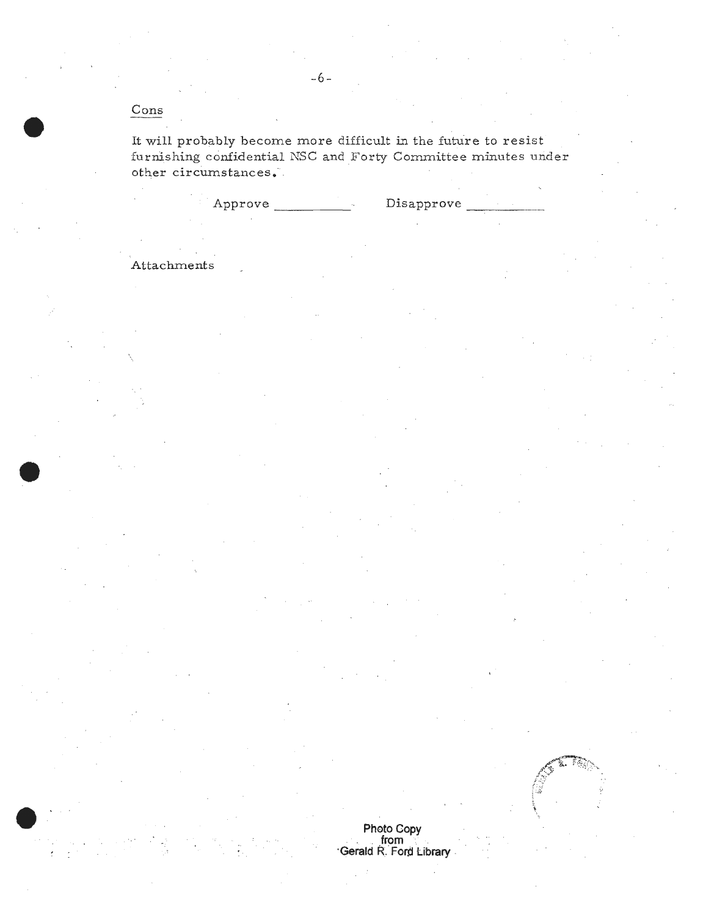Cons

It will probably become more difficult in the future to resist furnishing confidential NSC and Forty Committee minutes under other circumstances.

Approve ___________ Disapprove ___________

Attachments

Photo Copy
from
Gerald R. Ford Library